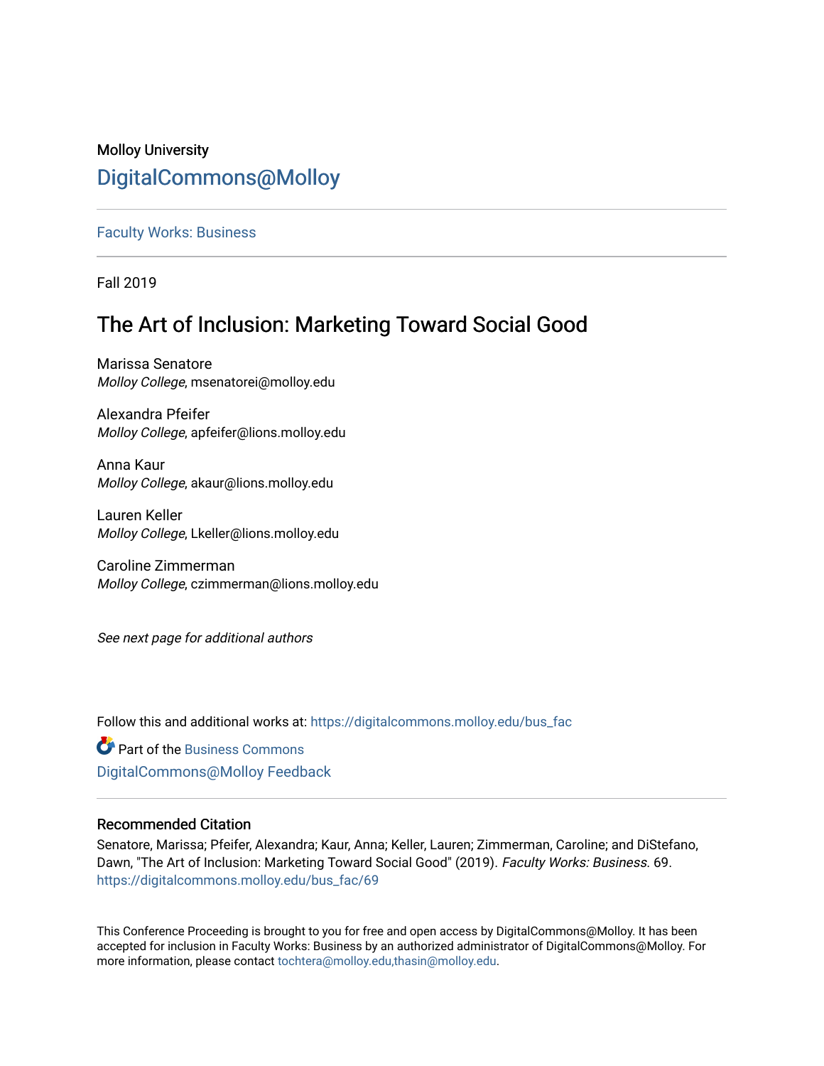Molloy University

# DigitalCommons@Molloy

Faculty Works: Business

Fall 2019

## The Art of Inclusion: Marketing Toward Social Good

Marissa Senatore
*Molloy College*, msenatorei@molloy.edu

Alexandra Pfeifer
*Molloy College*, apfeifer@lions.molloy.edu

Anna Kaur
*Molloy College*, akaur@lions.molloy.edu

Lauren Keller
*Molloy College*, Lkeller@lions.molloy.edu

Caroline Zimmerman
*Molloy College*, czimmerman@lions.molloy.edu

*See next page for additional authors*

Follow this and additional works at: https://digitalcommons.molloy.edu/bus_fac

Part of the Business Commons

DigitalCommons@Molloy Feedback

### Recommended Citation

Senatore, Marissa; Pfeifer, Alexandra; Kaur, Anna; Keller, Lauren; Zimmerman, Caroline; and DiStefano, Dawn, "The Art of Inclusion: Marketing Toward Social Good" (2019). *Faculty Works: Business.* 69.
https://digitalcommons.molloy.edu/bus_fac/69

This Conference Proceeding is brought to you for free and open access by DigitalCommons@Molloy. It has been accepted for inclusion in Faculty Works: Business by an authorized administrator of DigitalCommons@Molloy. For more information, please contact tochtera@molloy.edu,thasin@molloy.edu.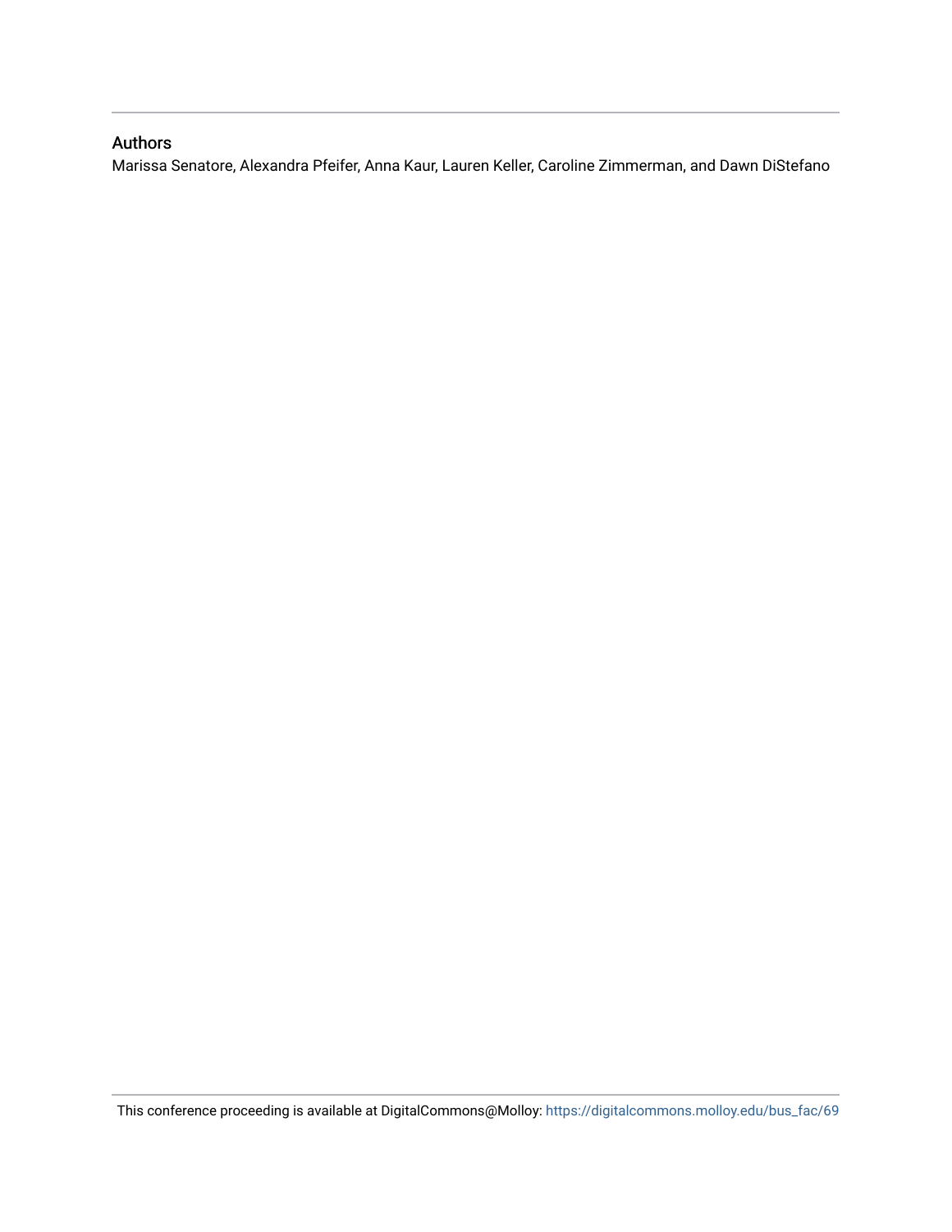## Authors

Marissa Senatore, Alexandra Pfeifer, Anna Kaur, Lauren Keller, Caroline Zimmerman, and Dawn DiStefano

This conference proceeding is available at DigitalCommons@Molloy: https://digitalcommons.molloy.edu/bus_fac/69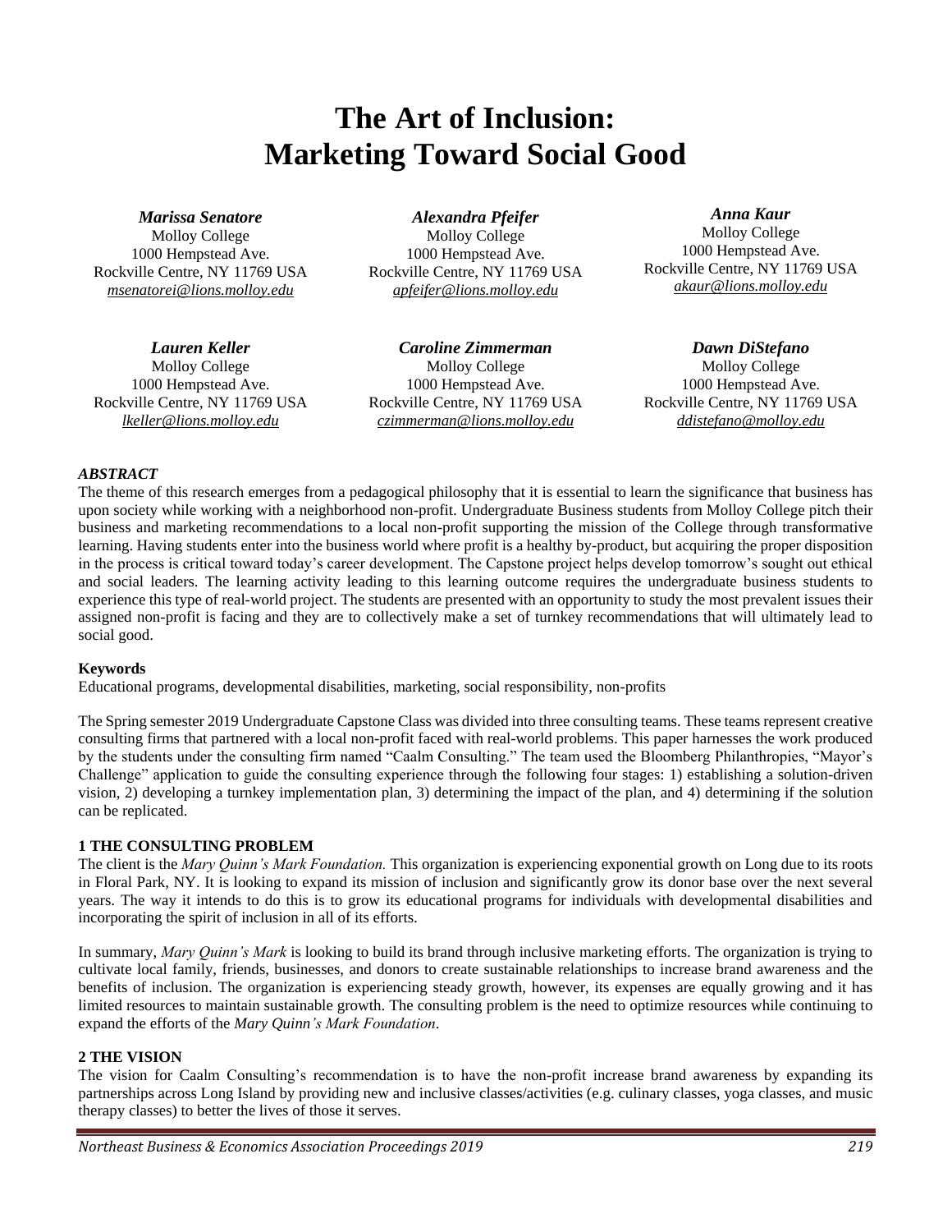# The Art of Inclusion: Marketing Toward Social Good

***Marissa Senatore***
Molloy College
1000 Hempstead Ave.
Rockville Centre, NY 11769 USA
*msenatorei@lions.molloy.edu*

***Alexandra Pfeifer***
Molloy College
1000 Hempstead Ave.
Rockville Centre, NY 11769 USA
*apfeifer@lions.molloy.edu*

***Anna Kaur***
Molloy College
1000 Hempstead Ave.
Rockville Centre, NY 11769 USA
*akaur@lions.molloy.edu*

***Lauren Keller***
Molloy College
1000 Hempstead Ave.
Rockville Centre, NY 11769 USA
*lkeller@lions.molloy.edu*

***Caroline Zimmerman***
Molloy College
1000 Hempstead Ave.
Rockville Centre, NY 11769 USA
*czimmerman@lions.molloy.edu*

***Dawn DiStefano***
Molloy College
1000 Hempstead Ave.
Rockville Centre, NY 11769 USA
*ddistefano@molloy.edu*

### *ABSTRACT*

The theme of this research emerges from a pedagogical philosophy that it is essential to learn the significance that business has upon society while working with a neighborhood non-profit. Undergraduate Business students from Molloy College pitch their business and marketing recommendations to a local non-profit supporting the mission of the College through transformative learning. Having students enter into the business world where profit is a healthy by-product, but acquiring the proper disposition in the process is critical toward today's career development. The Capstone project helps develop tomorrow's sought out ethical and social leaders. The learning activity leading to this learning outcome requires the undergraduate business students to experience this type of real-world project. The students are presented with an opportunity to study the most prevalent issues their assigned non-profit is facing and they are to collectively make a set of turnkey recommendations that will ultimately lead to social good.

**Keywords**

Educational programs, developmental disabilities, marketing, social responsibility, non-profits

The Spring semester 2019 Undergraduate Capstone Class was divided into three consulting teams. These teams represent creative consulting firms that partnered with a local non-profit faced with real-world problems. This paper harnesses the work produced by the students under the consulting firm named "Caalm Consulting." The team used the Bloomberg Philanthropies, "Mayor's Challenge" application to guide the consulting experience through the following four stages: 1) establishing a solution-driven vision, 2) developing a turnkey implementation plan, 3) determining the impact of the plan, and 4) determining if the solution can be replicated.

## 1 THE CONSULTING PROBLEM

The client is the *Mary Quinn's Mark Foundation.* This organization is experiencing exponential growth on Long due to its roots in Floral Park, NY. It is looking to expand its mission of inclusion and significantly grow its donor base over the next several years. The way it intends to do this is to grow its educational programs for individuals with developmental disabilities and incorporating the spirit of inclusion in all of its efforts.

In summary, *Mary Quinn's Mark* is looking to build its brand through inclusive marketing efforts. The organization is trying to cultivate local family, friends, businesses, and donors to create sustainable relationships to increase brand awareness and the benefits of inclusion. The organization is experiencing steady growth, however, its expenses are equally growing and it has limited resources to maintain sustainable growth. The consulting problem is the need to optimize resources while continuing to expand the efforts of the *Mary Quinn's Mark Foundation*.

## 2 THE VISION

The vision for Caalm Consulting's recommendation is to have the non-profit increase brand awareness by expanding its partnerships across Long Island by providing new and inclusive classes/activities (e.g. culinary classes, yoga classes, and music therapy classes) to better the lives of those it serves.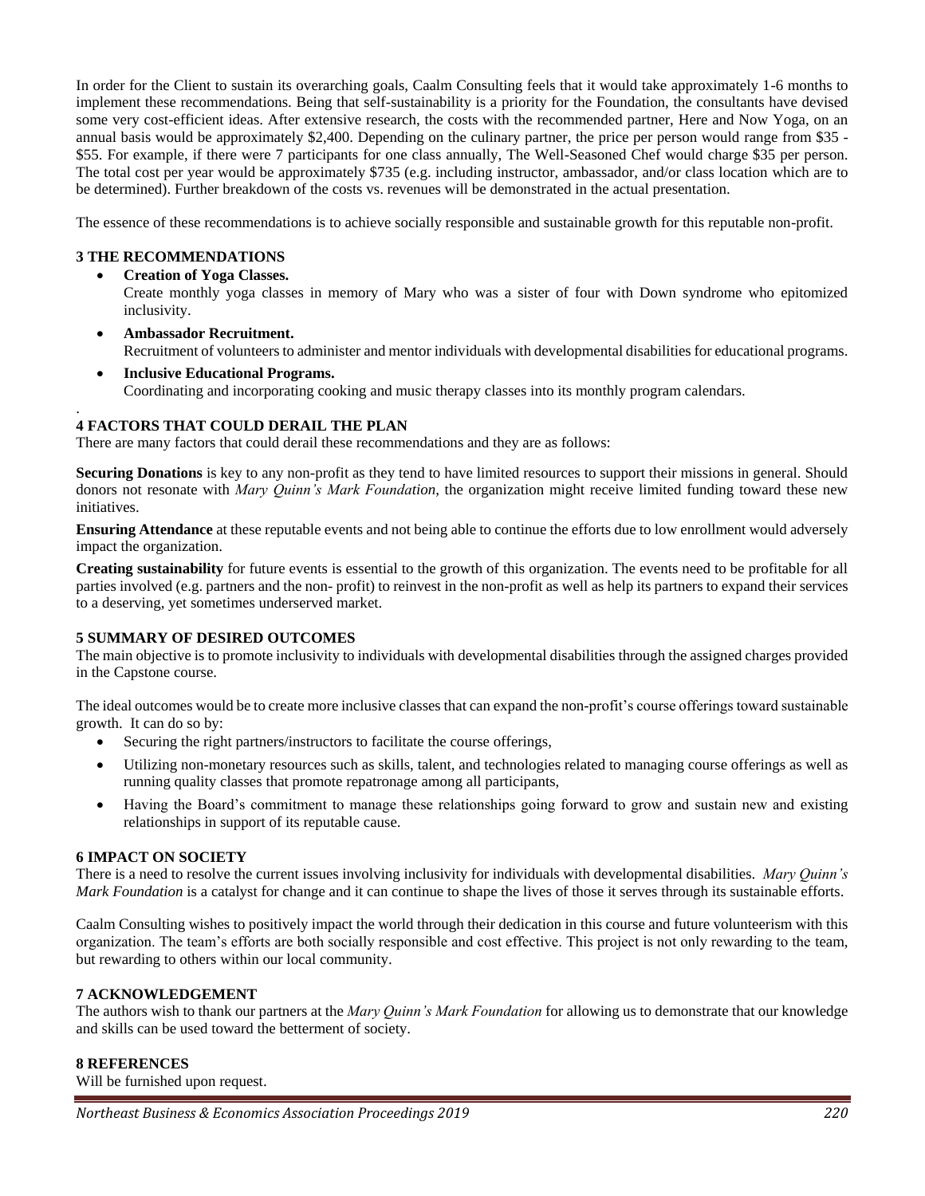In order for the Client to sustain its overarching goals, Caalm Consulting feels that it would take approximately 1-6 months to implement these recommendations. Being that self-sustainability is a priority for the Foundation, the consultants have devised some very cost-efficient ideas. After extensive research, the costs with the recommended partner, Here and Now Yoga, on an annual basis would be approximately $2,400. Depending on the culinary partner, the price per person would range from $35 - $55. For example, if there were 7 participants for one class annually, The Well-Seasoned Chef would charge $35 per person. The total cost per year would be approximately $735 (e.g. including instructor, ambassador, and/or class location which are to be determined). Further breakdown of the costs vs. revenues will be demonstrated in the actual presentation.

The essence of these recommendations is to achieve socially responsible and sustainable growth for this reputable non-profit.

## 3 THE RECOMMENDATIONS

- **Creation of Yoga Classes.**
  Create monthly yoga classes in memory of Mary who was a sister of four with Down syndrome who epitomized inclusivity.
- **Ambassador Recruitment.**
  Recruitment of volunteers to administer and mentor individuals with developmental disabilities for educational programs.
- **Inclusive Educational Programs.**
  Coordinating and incorporating cooking and music therapy classes into its monthly program calendars.

.

## 4 FACTORS THAT COULD DERAIL THE PLAN

There are many factors that could derail these recommendations and they are as follows:

**Securing Donations** is key to any non-profit as they tend to have limited resources to support their missions in general. Should donors not resonate with *Mary Quinn's Mark Foundation*, the organization might receive limited funding toward these new initiatives.

**Ensuring Attendance** at these reputable events and not being able to continue the efforts due to low enrollment would adversely impact the organization.

**Creating sustainability** for future events is essential to the growth of this organization. The events need to be profitable for all parties involved (e.g. partners and the non- profit) to reinvest in the non-profit as well as help its partners to expand their services to a deserving, yet sometimes underserved market.

## 5 SUMMARY OF DESIRED OUTCOMES

The main objective is to promote inclusivity to individuals with developmental disabilities through the assigned charges provided in the Capstone course.

The ideal outcomes would be to create more inclusive classes that can expand the non-profit's course offerings toward sustainable growth. It can do so by:

- Securing the right partners/instructors to facilitate the course offerings,
- Utilizing non-monetary resources such as skills, talent, and technologies related to managing course offerings as well as running quality classes that promote repatronage among all participants,
- Having the Board's commitment to manage these relationships going forward to grow and sustain new and existing relationships in support of its reputable cause.

## 6 IMPACT ON SOCIETY

There is a need to resolve the current issues involving inclusivity for individuals with developmental disabilities. *Mary Quinn's Mark Foundation* is a catalyst for change and it can continue to shape the lives of those it serves through its sustainable efforts.

Caalm Consulting wishes to positively impact the world through their dedication in this course and future volunteerism with this organization. The team's efforts are both socially responsible and cost effective. This project is not only rewarding to the team, but rewarding to others within our local community.

## 7 ACKNOWLEDGEMENT

The authors wish to thank our partners at the *Mary Quinn's Mark Foundation* for allowing us to demonstrate that our knowledge and skills can be used toward the betterment of society.

## 8 REFERENCES

Will be furnished upon request.